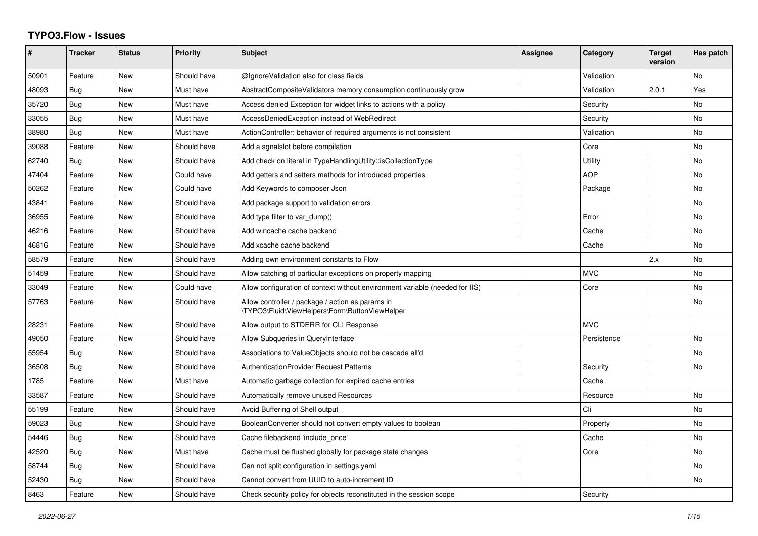# TYPO3.Flow - Issues

| # | Tracker | Status | Priority | Subject | Assignee | Category | Target version | Has patch |
|---|---|---|---|---|---|---|---|---|
| 50901 | Feature | New | Should have | @IgnoreValidation also for class fields | | Validation | | No |
| 48093 | Bug | New | Must have | AbstractCompositeValidators memory consumption continuously grow | | Validation | 2.0.1 | Yes |
| 35720 | Bug | New | Must have | Access denied Exception for widget links to actions with a policy | | Security | | No |
| 33055 | Bug | New | Must have | AccessDeniedException instead of WebRedirect | | Security | | No |
| 38980 | Bug | New | Must have | ActionController: behavior of required arguments is not consistent | | Validation | | No |
| 39088 | Feature | New | Should have | Add a sgnalslot before compilation | | Core | | No |
| 62740 | Bug | New | Should have | Add check on literal in TypeHandlingUtility::isCollectionType | | Utility | | No |
| 47404 | Feature | New | Could have | Add getters and setters methods for introduced properties | | AOP | | No |
| 50262 | Feature | New | Could have | Add Keywords to composer Json | | Package | | No |
| 43841 | Feature | New | Should have | Add package support to validation errors | | | | No |
| 36955 | Feature | New | Should have | Add type filter to var_dump() | | Error | | No |
| 46216 | Feature | New | Should have | Add wincache cache backend | | Cache | | No |
| 46816 | Feature | New | Should have | Add xcache cache backend | | Cache | | No |
| 58579 | Feature | New | Should have | Adding own environment constants to Flow | | | 2.x | No |
| 51459 | Feature | New | Should have | Allow catching of particular exceptions on property mapping | | MVC | | No |
| 33049 | Feature | New | Could have | Allow configuration of context without environment variable (needed for IIS) | | Core | | No |
| 57763 | Feature | New | Should have | Allow controller / package / action as params in \TYPO3\Fluid\ViewHelpers\Form\ButtonViewHelper | | | | No |
| 28231 | Feature | New | Should have | Allow output to STDERR for CLI Response | | MVC | | |
| 49050 | Feature | New | Should have | Allow Subqueries in QueryInterface | | Persistence | | No |
| 55954 | Bug | New | Should have | Associations to ValueObjects should not be cascade all'd | | | | No |
| 36508 | Bug | New | Should have | AuthenticationProvider Request Patterns | | Security | | No |
| 1785 | Feature | New | Must have | Automatic garbage collection for expired cache entries | | Cache | | |
| 33587 | Feature | New | Should have | Automatically remove unused Resources | | Resource | | No |
| 55199 | Feature | New | Should have | Avoid Buffering of Shell output | | Cli | | No |
| 59023 | Bug | New | Should have | BooleanConverter should not convert empty values to boolean | | Property | | No |
| 54446 | Bug | New | Should have | Cache filebackend 'include_once' | | Cache | | No |
| 42520 | Bug | New | Must have | Cache must be flushed globally for package state changes | | Core | | No |
| 58744 | Bug | New | Should have | Can not split configuration in settings.yaml | | | | No |
| 52430 | Bug | New | Should have | Cannot convert from UUID to auto-increment ID | | | | No |
| 8463 | Feature | New | Should have | Check security policy for objects reconstituted in the session scope | | Security | | |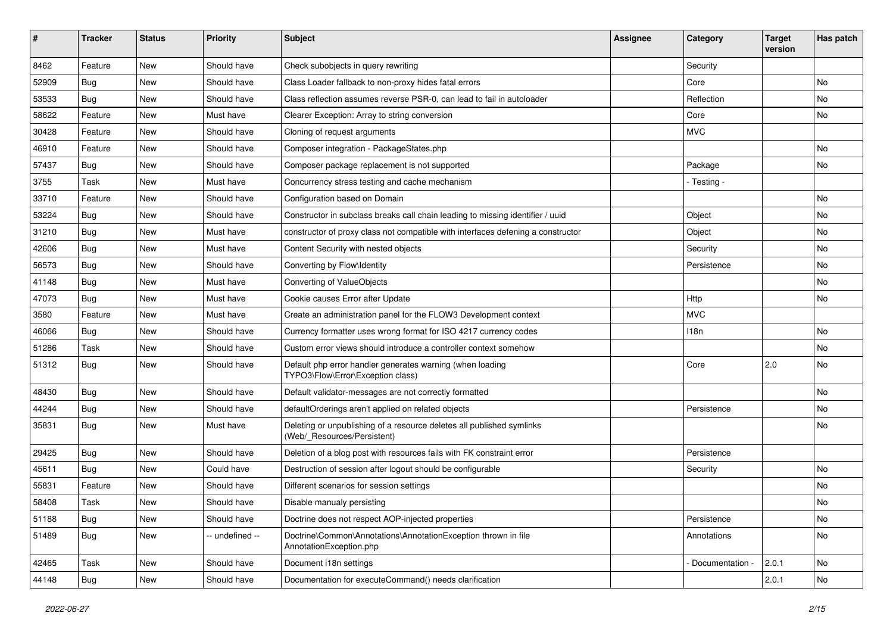| # | Tracker | Status | Priority | Subject | Assignee | Category | Target version | Has patch |
|---|---|---|---|---|---|---|---|---|
| 8462 | Feature | New | Should have | Check subobjects in query rewriting | | Security | | |
| 52909 | Bug | New | Should have | Class Loader fallback to non-proxy hides fatal errors | | Core | | No |
| 53533 | Bug | New | Should have | Class reflection assumes reverse PSR-0, can lead to fail in autoloader | | Reflection | | No |
| 58622 | Feature | New | Must have | Clearer Exception: Array to string conversion | | Core | | No |
| 30428 | Feature | New | Should have | Cloning of request arguments | | MVC | | |
| 46910 | Feature | New | Should have | Composer integration - PackageStates.php | | | | No |
| 57437 | Bug | New | Should have | Composer package replacement is not supported | | Package | | No |
| 3755 | Task | New | Must have | Concurrency stress testing and cache mechanism | | - Testing - | | |
| 33710 | Feature | New | Should have | Configuration based on Domain | | | | No |
| 53224 | Bug | New | Should have | Constructor in subclass breaks call chain leading to missing identifier / uuid | | Object | | No |
| 31210 | Bug | New | Must have | constructor of proxy class not compatible with interfaces defening a constructor | | Object | | No |
| 42606 | Bug | New | Must have | Content Security with nested objects | | Security | | No |
| 56573 | Bug | New | Should have | Converting by Flow\Identity | | Persistence | | No |
| 41148 | Bug | New | Must have | Converting of ValueObjects | | | | No |
| 47073 | Bug | New | Must have | Cookie causes Error after Update | | Http | | No |
| 3580 | Feature | New | Must have | Create an administration panel for the FLOW3 Development context | | MVC | | |
| 46066 | Bug | New | Should have | Currency formatter uses wrong format for ISO 4217 currency codes | | I18n | | No |
| 51286 | Task | New | Should have | Custom error views should introduce a controller context somehow | | | | No |
| 51312 | Bug | New | Should have | Default php error handler generates warning (when loading TYPO3\Flow\Error\Exception class) | | Core | 2.0 | No |
| 48430 | Bug | New | Should have | Default validator-messages are not correctly formatted | | | | No |
| 44244 | Bug | New | Should have | defaultOrderings aren't applied on related objects | | Persistence | | No |
| 35831 | Bug | New | Must have | Deleting or unpublishing of a resource deletes all published symlinks (Web/_Resources/Persistent) | | | | No |
| 29425 | Bug | New | Should have | Deletion of a blog post with resources fails with FK constraint error | | Persistence | | |
| 45611 | Bug | New | Could have | Destruction of session after logout should be configurable | | Security | | No |
| 55831 | Feature | New | Should have | Different scenarios for session settings | | | | No |
| 58408 | Task | New | Should have | Disable manualy persisting | | | | No |
| 51188 | Bug | New | Should have | Doctrine does not respect AOP-injected properties | | Persistence | | No |
| 51489 | Bug | New | -- undefined -- | Doctrine\Common\Annotations\AnnotationException thrown in file AnnotationException.php | | Annotations | | No |
| 42465 | Task | New | Should have | Document i18n settings | | - Documentation - | 2.0.1 | No |
| 44148 | Bug | New | Should have | Documentation for executeCommand() needs clarification | | | 2.0.1 | No |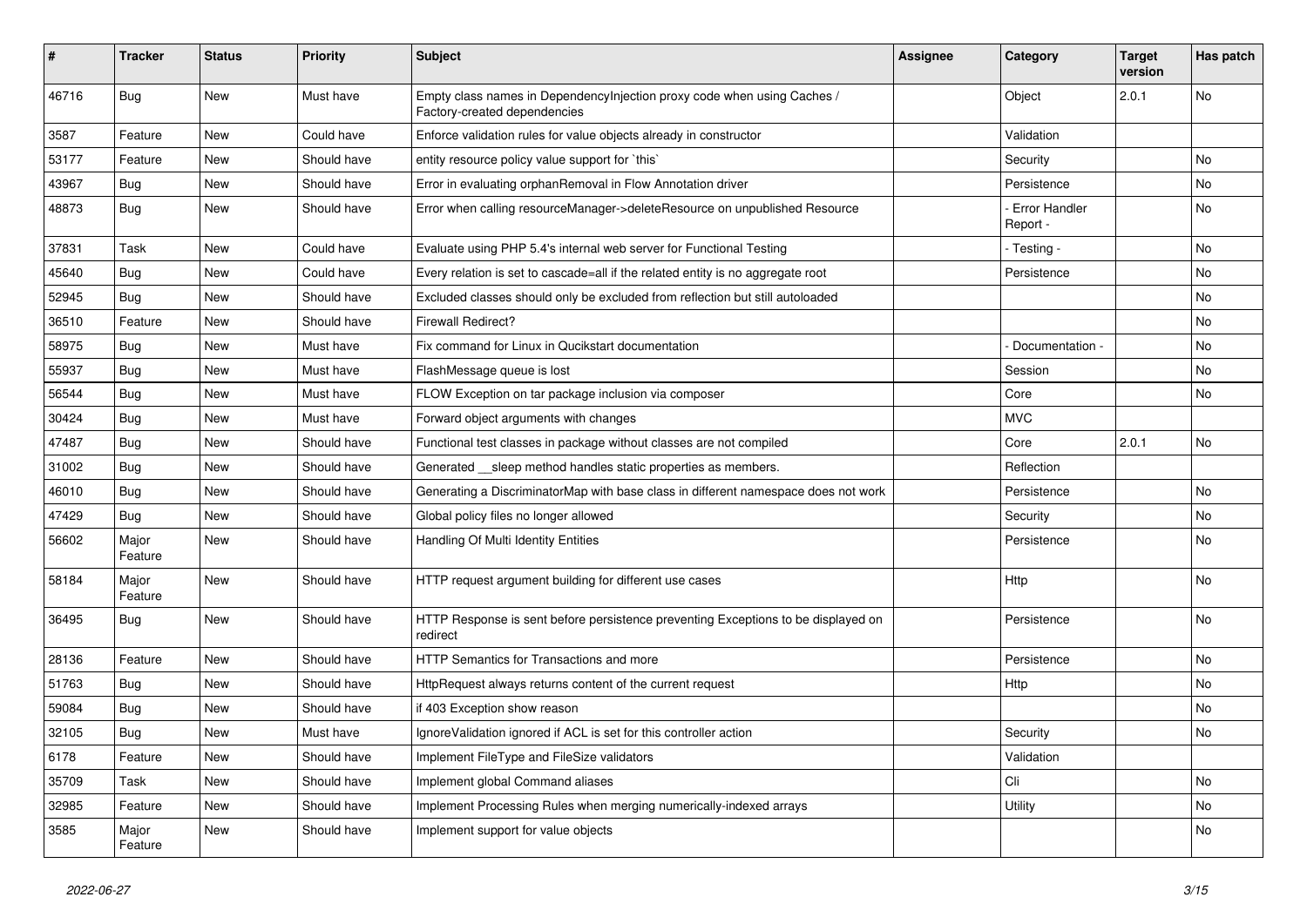| # | Tracker | Status | Priority | Subject | Assignee | Category | Target version | Has patch |
|---|---|---|---|---|---|---|---|---|
| 46716 | Bug | New | Must have | Empty class names in DependencyInjection proxy code when using Caches / Factory-created dependencies | | Object | 2.0.1 | No |
| 3587 | Feature | New | Could have | Enforce validation rules for value objects already in constructor | | Validation | | |
| 53177 | Feature | New | Should have | entity resource policy value support for `this` | | Security | | No |
| 43967 | Bug | New | Should have | Error in evaluating orphanRemoval in Flow Annotation driver | | Persistence | | No |
| 48873 | Bug | New | Should have | Error when calling resourceManager->deleteResource on unpublished Resource | | - Error Handler Report - | | No |
| 37831 | Task | New | Could have | Evaluate using PHP 5.4's internal web server for Functional Testing | | - Testing - | | No |
| 45640 | Bug | New | Could have | Every relation is set to cascade=all if the related entity is no aggregate root | | Persistence | | No |
| 52945 | Bug | New | Should have | Excluded classes should only be excluded from reflection but still autoloaded | | | | No |
| 36510 | Feature | New | Should have | Firewall Redirect? | | | | No |
| 58975 | Bug | New | Must have | Fix command for Linux in Qucikstart documentation | | - Documentation - | | No |
| 55937 | Bug | New | Must have | FlashMessage queue is lost | | Session | | No |
| 56544 | Bug | New | Must have | FLOW Exception on tar package inclusion via composer | | Core | | No |
| 30424 | Bug | New | Must have | Forward object arguments with changes | | MVC | | |
| 47487 | Bug | New | Should have | Functional test classes in package without classes are not compiled | | Core | 2.0.1 | No |
| 31002 | Bug | New | Should have | Generated __sleep method handles static properties as members. | | Reflection | | |
| 46010 | Bug | New | Should have | Generating a DiscriminatorMap with base class in different namespace does not work | | Persistence | | No |
| 47429 | Bug | New | Should have | Global policy files no longer allowed | | Security | | No |
| 56602 | Major Feature | New | Should have | Handling Of Multi Identity Entities | | Persistence | | No |
| 58184 | Major Feature | New | Should have | HTTP request argument building for different use cases | | Http | | No |
| 36495 | Bug | New | Should have | HTTP Response is sent before persistence preventing Exceptions to be displayed on redirect | | Persistence | | No |
| 28136 | Feature | New | Should have | HTTP Semantics for Transactions and more | | Persistence | | No |
| 51763 | Bug | New | Should have | HttpRequest always returns content of the current request | | Http | | No |
| 59084 | Bug | New | Should have | if 403 Exception show reason | | | | No |
| 32105 | Bug | New | Must have | IgnoreValidation ignored if ACL is set for this controller action | | Security | | No |
| 6178 | Feature | New | Should have | Implement FileType and FileSize validators | | Validation | | |
| 35709 | Task | New | Should have | Implement global Command aliases | | Cli | | No |
| 32985 | Feature | New | Should have | Implement Processing Rules when merging numerically-indexed arrays | | Utility | | No |
| 3585 | Major Feature | New | Should have | Implement support for value objects | | | | No |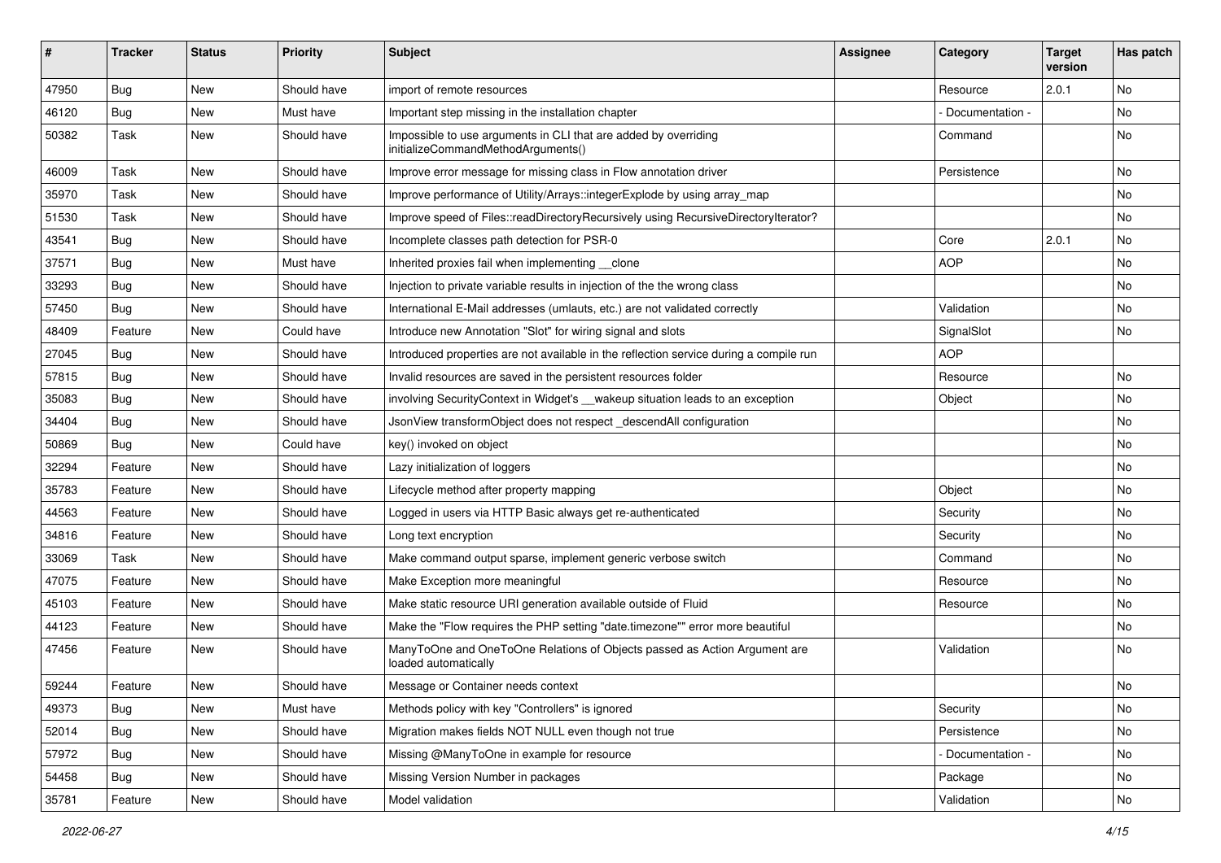| # | Tracker | Status | Priority | Subject | Assignee | Category | Target version | Has patch |
|---|---|---|---|---|---|---|---|---|
| 47950 | Bug | New | Should have | import of remote resources | | Resource | 2.0.1 | No |
| 46120 | Bug | New | Must have | Important step missing in the installation chapter | | - Documentation - | | No |
| 50382 | Task | New | Should have | Impossible to use arguments in CLI that are added by overriding initializeCommandMethodArguments() | | Command | | No |
| 46009 | Task | New | Should have | Improve error message for missing class in Flow annotation driver | | Persistence | | No |
| 35970 | Task | New | Should have | Improve performance of Utility/Arrays::integerExplode by using array_map | | | | No |
| 51530 | Task | New | Should have | Improve speed of Files::readDirectoryRecursively using RecursiveDirectoryIterator? | | | | No |
| 43541 | Bug | New | Should have | Incomplete classes path detection for PSR-0 | | Core | 2.0.1 | No |
| 37571 | Bug | New | Must have | Inherited proxies fail when implementing __clone | | AOP | | No |
| 33293 | Bug | New | Should have | Injection to private variable results in injection of the the wrong class | | | | No |
| 57450 | Bug | New | Should have | International E-Mail addresses (umlauts, etc.) are not validated correctly | | Validation | | No |
| 48409 | Feature | New | Could have | Introduce new Annotation "Slot" for wiring signal and slots | | SignalSlot | | No |
| 27045 | Bug | New | Should have | Introduced properties are not available in the reflection service during a compile run | | AOP | | |
| 57815 | Bug | New | Should have | Invalid resources are saved in the persistent resources folder | | Resource | | No |
| 35083 | Bug | New | Should have | involving SecurityContext in Widget's __wakeup situation leads to an exception | | Object | | No |
| 34404 | Bug | New | Should have | JsonView transformObject does not respect _descendAll configuration | | | | No |
| 50869 | Bug | New | Could have | key() invoked on object | | | | No |
| 32294 | Feature | New | Should have | Lazy initialization of loggers | | | | No |
| 35783 | Feature | New | Should have | Lifecycle method after property mapping | | Object | | No |
| 44563 | Feature | New | Should have | Logged in users via HTTP Basic always get re-authenticated | | Security | | No |
| 34816 | Feature | New | Should have | Long text encryption | | Security | | No |
| 33069 | Task | New | Should have | Make command output sparse, implement generic verbose switch | | Command | | No |
| 47075 | Feature | New | Should have | Make Exception more meaningful | | Resource | | No |
| 45103 | Feature | New | Should have | Make static resource URI generation available outside of Fluid | | Resource | | No |
| 44123 | Feature | New | Should have | Make the "Flow requires the PHP setting "date.timezone"" error more beautiful | | | | No |
| 47456 | Feature | New | Should have | ManyToOne and OneToOne Relations of Objects passed as Action Argument are loaded automatically | | Validation | | No |
| 59244 | Feature | New | Should have | Message or Container needs context | | | | No |
| 49373 | Bug | New | Must have | Methods policy with key "Controllers" is ignored | | Security | | No |
| 52014 | Bug | New | Should have | Migration makes fields NOT NULL even though not true | | Persistence | | No |
| 57972 | Bug | New | Should have | Missing @ManyToOne in example for resource | | - Documentation - | | No |
| 54458 | Bug | New | Should have | Missing Version Number in packages | | Package | | No |
| 35781 | Feature | New | Should have | Model validation | | Validation | | No |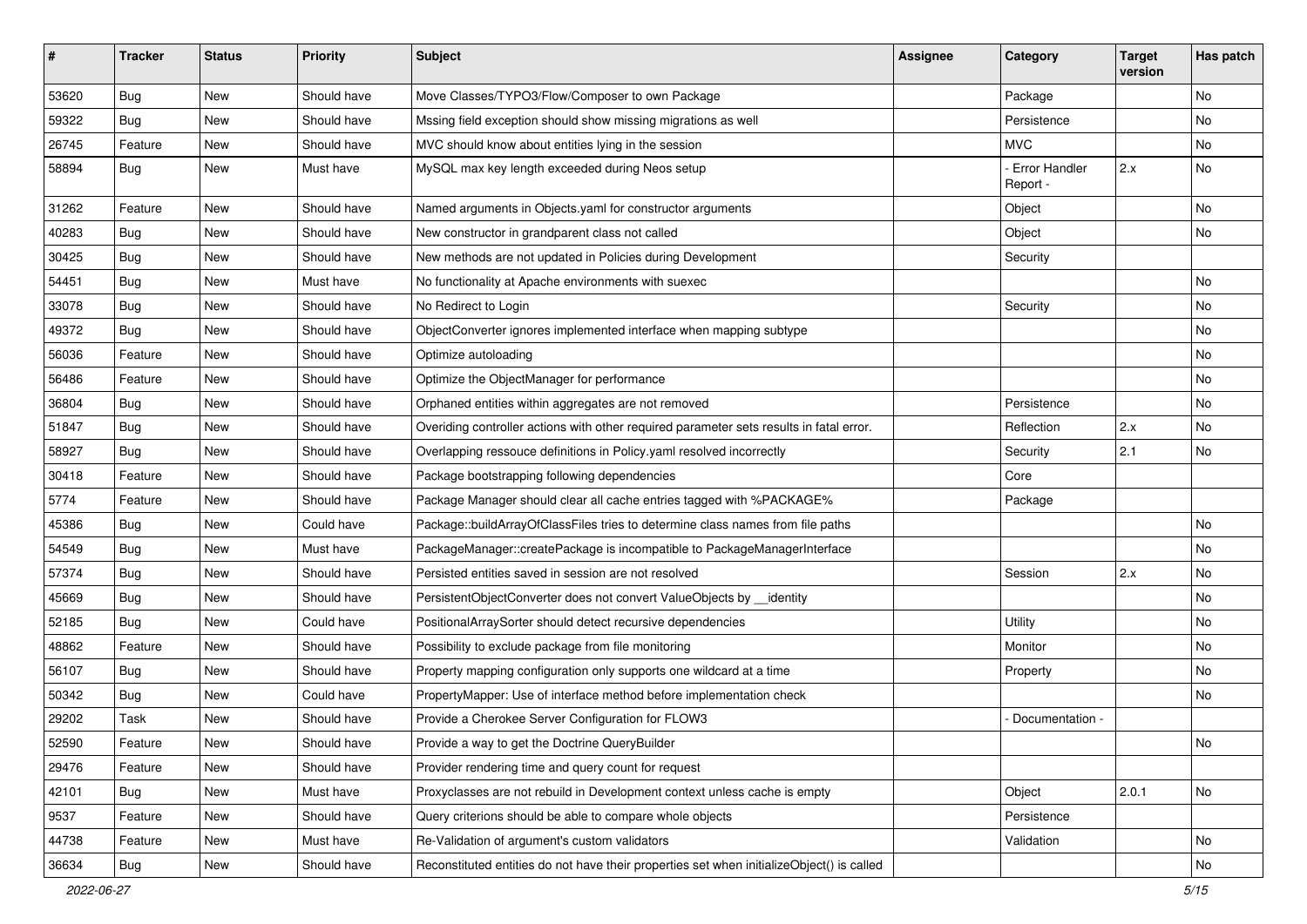| # | Tracker | Status | Priority | Subject | Assignee | Category | Target version | Has patch |
|---|---|---|---|---|---|---|---|---|
| 53620 | Bug | New | Should have | Move Classes/TYPO3/Flow/Composer to own Package | | Package | | No |
| 59322 | Bug | New | Should have | Mssing field exception should show missing migrations as well | | Persistence | | No |
| 26745 | Feature | New | Should have | MVC should know about entities lying in the session | | MVC | | No |
| 58894 | Bug | New | Must have | MySQL max key length exceeded during Neos setup | | - Error Handler Report - | 2.x | No |
| 31262 | Feature | New | Should have | Named arguments in Objects.yaml for constructor arguments | | Object | | No |
| 40283 | Bug | New | Should have | New constructor in grandparent class not called | | Object | | No |
| 30425 | Bug | New | Should have | New methods are not updated in Policies during Development | | Security | | |
| 54451 | Bug | New | Must have | No functionality at Apache environments with suexec | | | | No |
| 33078 | Bug | New | Should have | No Redirect to Login | | Security | | No |
| 49372 | Bug | New | Should have | ObjectConverter ignores implemented interface when mapping subtype | | | | No |
| 56036 | Feature | New | Should have | Optimize autoloading | | | | No |
| 56486 | Feature | New | Should have | Optimize the ObjectManager for performance | | | | No |
| 36804 | Bug | New | Should have | Orphaned entities within aggregates are not removed | | Persistence | | No |
| 51847 | Bug | New | Should have | Overiding controller actions with other required parameter sets results in fatal error. | | Reflection | 2.x | No |
| 58927 | Bug | New | Should have | Overlapping ressouce definitions in Policy.yaml resolved incorrectly | | Security | 2.1 | No |
| 30418 | Feature | New | Should have | Package bootstrapping following dependencies | | Core | | |
| 5774 | Feature | New | Should have | Package Manager should clear all cache entries tagged with %PACKAGE% | | Package | | |
| 45386 | Bug | New | Could have | Package::buildArrayOfClassFiles tries to determine class names from file paths | | | | No |
| 54549 | Bug | New | Must have | PackageManager::createPackage is incompatible to PackageManagerInterface | | | | No |
| 57374 | Bug | New | Should have | Persisted entities saved in session are not resolved | | Session | 2.x | No |
| 45669 | Bug | New | Should have | PersistentObjectConverter does not convert ValueObjects by __identity | | | | No |
| 52185 | Bug | New | Could have | PositionalArraySorter should detect recursive dependencies | | Utility | | No |
| 48862 | Feature | New | Should have | Possibility to exclude package from file monitoring | | Monitor | | No |
| 56107 | Bug | New | Should have | Property mapping configuration only supports one wildcard at a time | | Property | | No |
| 50342 | Bug | New | Could have | PropertyMapper: Use of interface method before implementation check | | | | No |
| 29202 | Task | New | Should have | Provide a Cherokee Server Configuration for FLOW3 | | - Documentation - | | |
| 52590 | Feature | New | Should have | Provide a way to get the Doctrine QueryBuilder | | | | No |
| 29476 | Feature | New | Should have | Provider rendering time and query count for request | | | | |
| 42101 | Bug | New | Must have | Proxyclasses are not rebuild in Development context unless cache is empty | | Object | 2.0.1 | No |
| 9537 | Feature | New | Should have | Query criterions should be able to compare whole objects | | Persistence | | |
| 44738 | Feature | New | Must have | Re-Validation of argument's custom validators | | Validation | | No |
| 36634 | Bug | New | Should have | Reconstituted entities do not have their properties set when initializeObject() is called | | | | No |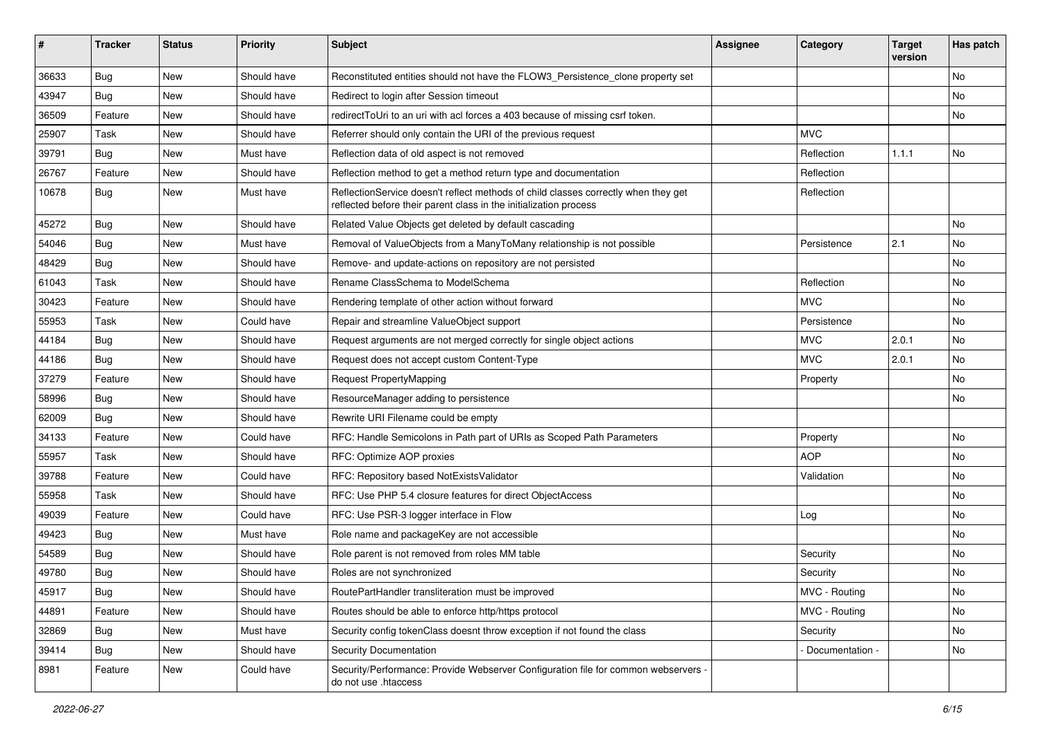| # | Tracker | Status | Priority | Subject | Assignee | Category | Target version | Has patch |
|---|---|---|---|---|---|---|---|---|
| 36633 | Bug | New | Should have | Reconstituted entities should not have the FLOW3_Persistence_clone property set | | | | No |
| 43947 | Bug | New | Should have | Redirect to login after Session timeout | | | | No |
| 36509 | Feature | New | Should have | redirectToUri to an uri with acl forces a 403 because of missing csrf token. | | | | No |
| 25907 | Task | New | Should have | Referrer should only contain the URI of the previous request | | MVC | | |
| 39791 | Bug | New | Must have | Reflection data of old aspect is not removed | | Reflection | 1.1.1 | No |
| 26767 | Feature | New | Should have | Reflection method to get a method return type and documentation | | Reflection | | |
| 10678 | Bug | New | Must have | ReflectionService doesn't reflect methods of child classes correctly when they get reflected before their parent class in the initialization process | | Reflection | | |
| 45272 | Bug | New | Should have | Related Value Objects get deleted by default cascading | | | | No |
| 54046 | Bug | New | Must have | Removal of ValueObjects from a ManyToMany relationship is not possible | | Persistence | 2.1 | No |
| 48429 | Bug | New | Should have | Remove- and update-actions on repository are not persisted | | | | No |
| 61043 | Task | New | Should have | Rename ClassSchema to ModelSchema | | Reflection | | No |
| 30423 | Feature | New | Should have | Rendering template of other action without forward | | MVC | | No |
| 55953 | Task | New | Could have | Repair and streamline ValueObject support | | Persistence | | No |
| 44184 | Bug | New | Should have | Request arguments are not merged correctly for single object actions | | MVC | 2.0.1 | No |
| 44186 | Bug | New | Should have | Request does not accept custom Content-Type | | MVC | 2.0.1 | No |
| 37279 | Feature | New | Should have | Request PropertyMapping | | Property | | No |
| 58996 | Bug | New | Should have | ResourceManager adding to persistence | | | | No |
| 62009 | Bug | New | Should have | Rewrite URI Filename could be empty | | | | |
| 34133 | Feature | New | Could have | RFC: Handle Semicolons in Path part of URIs as Scoped Path Parameters | | Property | | No |
| 55957 | Task | New | Should have | RFC: Optimize AOP proxies | | AOP | | No |
| 39788 | Feature | New | Could have | RFC: Repository based NotExistsValidator | | Validation | | No |
| 55958 | Task | New | Should have | RFC: Use PHP 5.4 closure features for direct ObjectAccess | | | | No |
| 49039 | Feature | New | Could have | RFC: Use PSR-3 logger interface in Flow | | Log | | No |
| 49423 | Bug | New | Must have | Role name and packageKey are not accessible | | | | No |
| 54589 | Bug | New | Should have | Role parent is not removed from roles MM table | | Security | | No |
| 49780 | Bug | New | Should have | Roles are not synchronized | | Security | | No |
| 45917 | Bug | New | Should have | RoutePartHandler transliteration must be improved | | MVC - Routing | | No |
| 44891 | Feature | New | Should have | Routes should be able to enforce http/https protocol | | MVC - Routing | | No |
| 32869 | Bug | New | Must have | Security config tokenClass doesnt throw exception if not found the class | | Security | | No |
| 39414 | Bug | New | Should have | Security Documentation | | - Documentation - | | No |
| 8981 | Feature | New | Could have | Security/Performance: Provide Webserver Configuration file for common webservers - do not use .htaccess | | | | |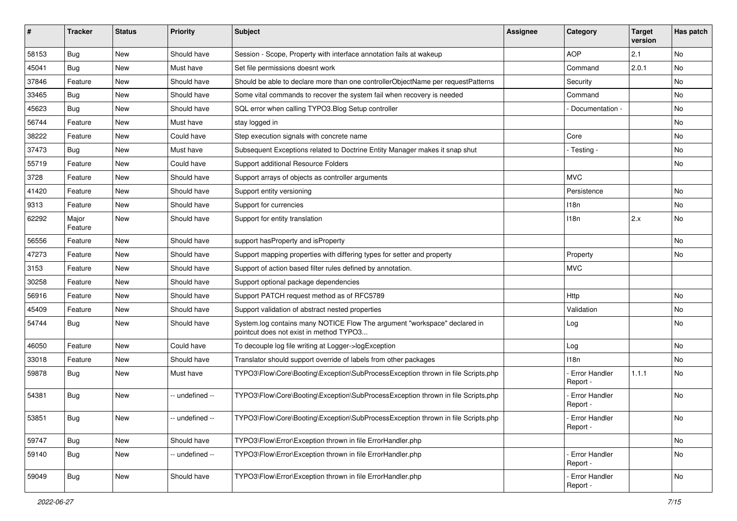| # | Tracker | Status | Priority | Subject | Assignee | Category | Target version | Has patch |
|---|---|---|---|---|---|---|---|---|
| 58153 | Bug | New | Should have | Session - Scope, Property with interface annotation fails at wakeup | | AOP | 2.1 | No |
| 45041 | Bug | New | Must have | Set file permissions doesnt work | | Command | 2.0.1 | No |
| 37846 | Feature | New | Should have | Should be able to declare more than one controllerObjectName per requestPatterns | | Security | | No |
| 33465 | Bug | New | Should have | Some vital commands to recover the system fail when recovery is needed | | Command | | No |
| 45623 | Bug | New | Should have | SQL error when calling TYPO3.Blog Setup controller | | - Documentation - | | No |
| 56744 | Feature | New | Must have | stay logged in | | | | No |
| 38222 | Feature | New | Could have | Step execution signals with concrete name | | Core | | No |
| 37473 | Bug | New | Must have | Subsequent Exceptions related to Doctrine Entity Manager makes it snap shut | | - Testing - | | No |
| 55719 | Feature | New | Could have | Support additional Resource Folders | | | | No |
| 3728 | Feature | New | Should have | Support arrays of objects as controller arguments | | MVC | | |
| 41420 | Feature | New | Should have | Support entity versioning | | Persistence | | No |
| 9313 | Feature | New | Should have | Support for currencies | | I18n | | No |
| 62292 | Major Feature | New | Should have | Support for entity translation | | I18n | 2.x | No |
| 56556 | Feature | New | Should have | support hasProperty and isProperty | | | | No |
| 47273 | Feature | New | Should have | Support mapping properties with differing types for setter and property | | Property | | No |
| 3153 | Feature | New | Should have | Support of action based filter rules defined by annotation. | | MVC | | |
| 30258 | Feature | New | Should have | Support optional package dependencies | | | | |
| 56916 | Feature | New | Should have | Support PATCH request method as of RFC5789 | | Http | | No |
| 45409 | Feature | New | Should have | Support validation of abstract nested properties | | Validation | | No |
| 54744 | Bug | New | Should have | System.log contains many NOTICE Flow The argument "workspace" declared in pointcut does not exist in method TYPO3... | | Log | | No |
| 46050 | Feature | New | Could have | To decouple log file writing at Logger->logException | | Log | | No |
| 33018 | Feature | New | Should have | Translator should support override of labels from other packages | | I18n | | No |
| 59878 | Bug | New | Must have | TYPO3\Flow\Core\Booting\Exception\SubProcessException thrown in file Scripts.php | | - Error Handler Report - | 1.1.1 | No |
| 54381 | Bug | New | -- undefined -- | TYPO3\Flow\Core\Booting\Exception\SubProcessException thrown in file Scripts.php | | - Error Handler Report - | | No |
| 53851 | Bug | New | -- undefined -- | TYPO3\Flow\Core\Booting\Exception\SubProcessException thrown in file Scripts.php | | - Error Handler Report - | | No |
| 59747 | Bug | New | Should have | TYPO3\Flow\Error\Exception thrown in file ErrorHandler.php | | | | No |
| 59140 | Bug | New | -- undefined -- | TYPO3\Flow\Error\Exception thrown in file ErrorHandler.php | | - Error Handler Report - | | No |
| 59049 | Bug | New | Should have | TYPO3\Flow\Error\Exception thrown in file ErrorHandler.php | | - Error Handler Report - | | No |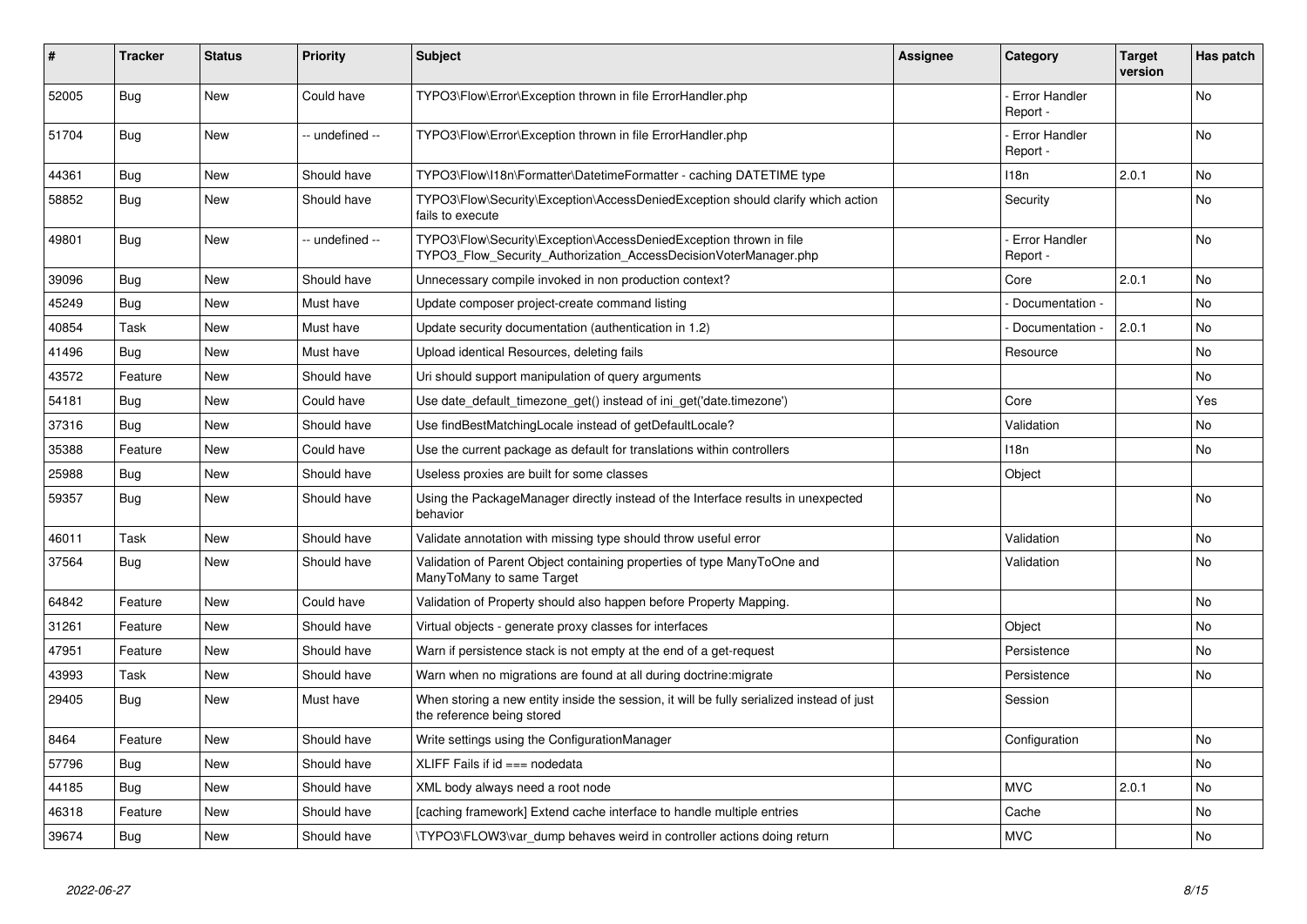| # | Tracker | Status | Priority | Subject | Assignee | Category | Target version | Has patch |
|---|---|---|---|---|---|---|---|---|
| 52005 | Bug | New | Could have | TYPO3\Flow\Error\Exception thrown in file ErrorHandler.php | | - Error Handler Report - | | No |
| 51704 | Bug | New | -- undefined -- | TYPO3\Flow\Error\Exception thrown in file ErrorHandler.php | | - Error Handler Report - | | No |
| 44361 | Bug | New | Should have | TYPO3\Flow\I18n\Formatter\DatetimeFormatter - caching DATETIME type | | I18n | 2.0.1 | No |
| 58852 | Bug | New | Should have | TYPO3\Flow\Security\Exception\AccessDeniedException should clarify which action fails to execute | | Security | | No |
| 49801 | Bug | New | -- undefined -- | TYPO3\Flow\Security\Exception\AccessDeniedException thrown in file TYPO3_Flow_Security_Authorization_AccessDecisionVoterManager.php | | - Error Handler Report - | | No |
| 39096 | Bug | New | Should have | Unnecessary compile invoked in non production context? | | Core | 2.0.1 | No |
| 45249 | Bug | New | Must have | Update composer project-create command listing | | - Documentation - | | No |
| 40854 | Task | New | Must have | Update security documentation (authentication in 1.2) | | - Documentation - | 2.0.1 | No |
| 41496 | Bug | New | Must have | Upload identical Resources, deleting fails | | Resource | | No |
| 43572 | Feature | New | Should have | Uri should support manipulation of query arguments | | | | No |
| 54181 | Bug | New | Could have | Use date_default_timezone_get() instead of ini_get('date.timezone') | | Core | | Yes |
| 37316 | Bug | New | Should have | Use findBestMatchingLocale instead of getDefaultLocale? | | Validation | | No |
| 35388 | Feature | New | Could have | Use the current package as default for translations within controllers | | I18n | | No |
| 25988 | Bug | New | Should have | Useless proxies are built for some classes | | Object | | |
| 59357 | Bug | New | Should have | Using the PackageManager directly instead of the Interface results in unexpected behavior | | | | No |
| 46011 | Task | New | Should have | Validate annotation with missing type should throw useful error | | Validation | | No |
| 37564 | Bug | New | Should have | Validation of Parent Object containing properties of type ManyToOne and ManyToMany to same Target | | Validation | | No |
| 64842 | Feature | New | Could have | Validation of Property should also happen before Property Mapping. | | | | No |
| 31261 | Feature | New | Should have | Virtual objects - generate proxy classes for interfaces | | Object | | No |
| 47951 | Feature | New | Should have | Warn if persistence stack is not empty at the end of a get-request | | Persistence | | No |
| 43993 | Task | New | Should have | Warn when no migrations are found at all during doctrine:migrate | | Persistence | | No |
| 29405 | Bug | New | Must have | When storing a new entity inside the session, it will be fully serialized instead of just the reference being stored | | Session | | |
| 8464 | Feature | New | Should have | Write settings using the ConfigurationManager | | Configuration | | No |
| 57796 | Bug | New | Should have | XLIFF Fails if id === nodedata | | | | No |
| 44185 | Bug | New | Should have | XML body always need a root node | | MVC | 2.0.1 | No |
| 46318 | Feature | New | Should have | [caching framework] Extend cache interface to handle multiple entries | | Cache | | No |
| 39674 | Bug | New | Should have | \TYPO3\FLOW3\var_dump behaves weird in controller actions doing return | | MVC | | No |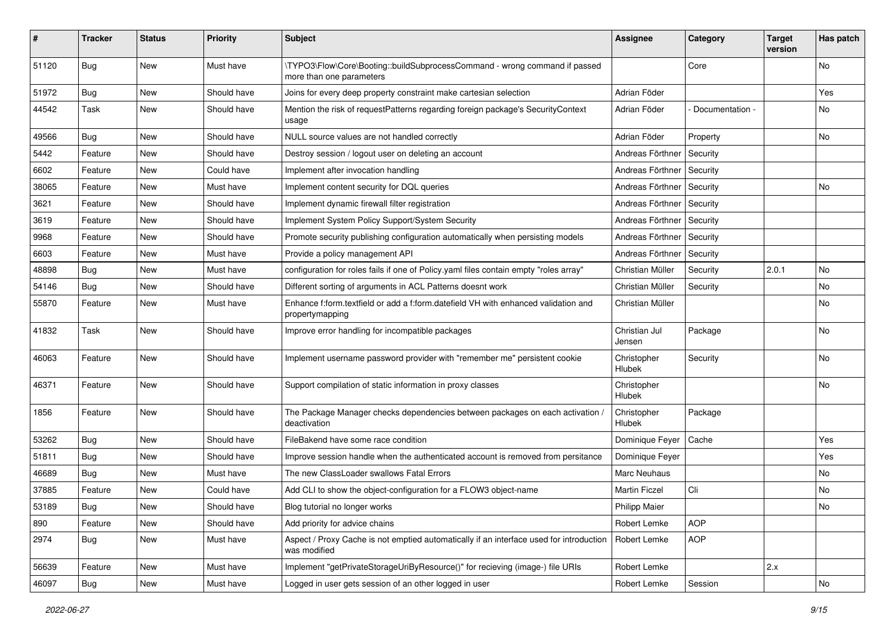| # | Tracker | Status | Priority | Subject | Assignee | Category | Target version | Has patch |
|---|---|---|---|---|---|---|---|---|
| 51120 | Bug | New | Must have | \TYPO3\Flow\Core\Booting::buildSubprocessCommand - wrong command if passed more than one parameters | | Core | | No |
| 51972 | Bug | New | Should have | Joins for every deep property constraint make cartesian selection | Adrian Föder | | | Yes |
| 44542 | Task | New | Should have | Mention the risk of requestPatterns regarding foreign package's SecurityContext usage | Adrian Föder | - Documentation - | | No |
| 49566 | Bug | New | Should have | NULL source values are not handled correctly | Adrian Föder | Property | | No |
| 5442 | Feature | New | Should have | Destroy session / logout user on deleting an account | Andreas Förthner | Security | | |
| 6602 | Feature | New | Could have | Implement after invocation handling | Andreas Förthner | Security | | |
| 38065 | Feature | New | Must have | Implement content security for DQL queries | Andreas Förthner | Security | | No |
| 3621 | Feature | New | Should have | Implement dynamic firewall filter registration | Andreas Förthner | Security | | |
| 3619 | Feature | New | Should have | Implement System Policy Support/System Security | Andreas Förthner | Security | | |
| 9968 | Feature | New | Should have | Promote security publishing configuration automatically when persisting models | Andreas Förthner | Security | | |
| 6603 | Feature | New | Must have | Provide a policy management API | Andreas Förthner | Security | | |
| 48898 | Bug | New | Must have | configuration for roles fails if one of Policy.yaml files contain empty "roles array" | Christian Müller | Security | 2.0.1 | No |
| 54146 | Bug | New | Should have | Different sorting of arguments in ACL Patterns doesnt work | Christian Müller | Security | | No |
| 55870 | Feature | New | Must have | Enhance f:form.textfield or add a f:form.datefield VH with enhanced validation and propertymapping | Christian Müller | | | No |
| 41832 | Task | New | Should have | Improve error handling for incompatible packages | Christian Jul Jensen | Package | | No |
| 46063 | Feature | New | Should have | Implement username password provider with "remember me" persistent cookie | Christopher Hlubek | Security | | No |
| 46371 | Feature | New | Should have | Support compilation of static information in proxy classes | Christopher Hlubek | | | No |
| 1856 | Feature | New | Should have | The Package Manager checks dependencies between packages on each activation / deactivation | Christopher Hlubek | Package | | |
| 53262 | Bug | New | Should have | FileBakend have some race condition | Dominique Feyer | Cache | | Yes |
| 51811 | Bug | New | Should have | Improve session handle when the authenticated account is removed from persitance | Dominique Feyer | | | Yes |
| 46689 | Bug | New | Must have | The new ClassLoader swallows Fatal Errors | Marc Neuhaus | | | No |
| 37885 | Feature | New | Could have | Add CLI to show the object-configuration for a FLOW3 object-name | Martin Ficzel | Cli | | No |
| 53189 | Bug | New | Should have | Blog tutorial no longer works | Philipp Maier | | | No |
| 890 | Feature | New | Should have | Add priority for advice chains | Robert Lemke | AOP | | |
| 2974 | Bug | New | Must have | Aspect / Proxy Cache is not emptied automatically if an interface used for introduction was modified | Robert Lemke | AOP | | |
| 56639 | Feature | New | Must have | Implement "getPrivateStorageUriByResource()" for recieving (image-) file URIs | Robert Lemke | | 2.x | |
| 46097 | Bug | New | Must have | Logged in user gets session of an other logged in user | Robert Lemke | Session | | No |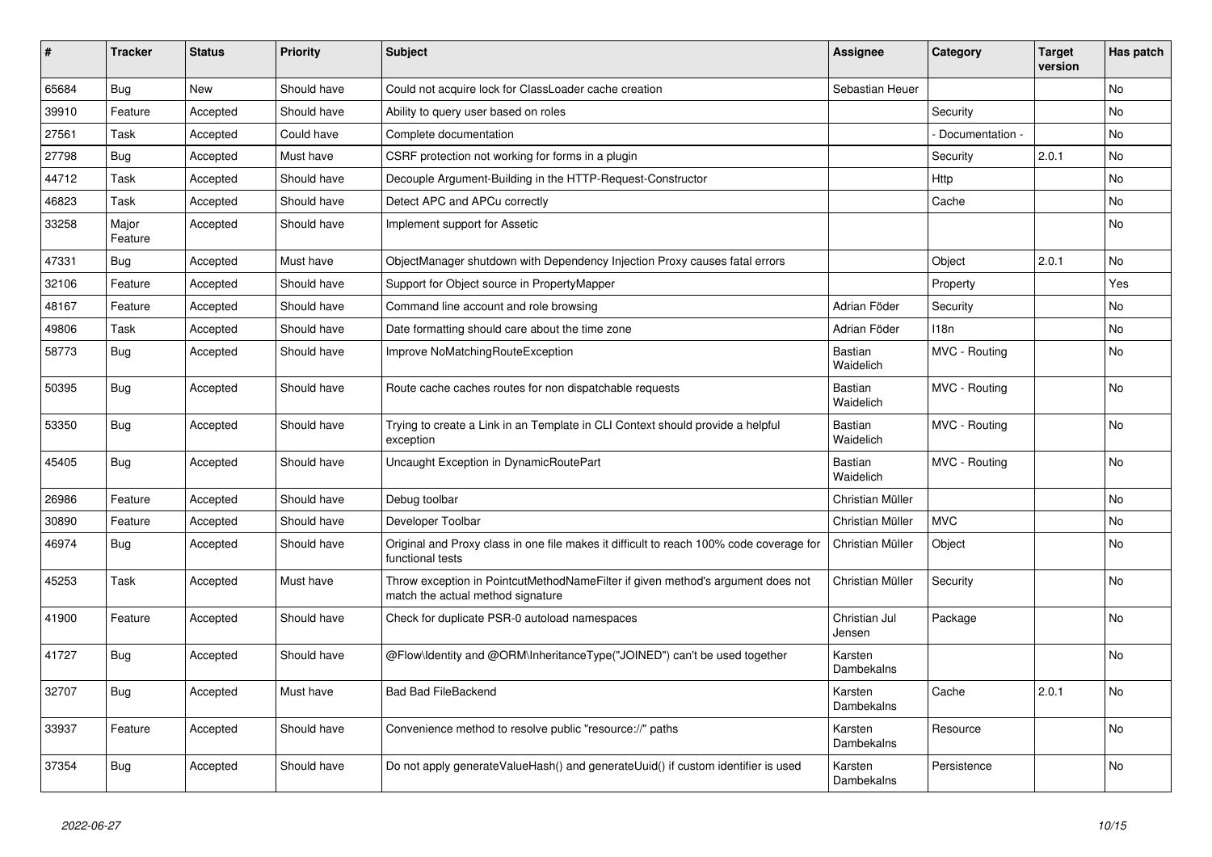| # | Tracker | Status | Priority | Subject | Assignee | Category | Target version | Has patch |
|---|---|---|---|---|---|---|---|---|
| 65684 | Bug | New | Should have | Could not acquire lock for ClassLoader cache creation | Sebastian Heuer | | | No |
| 39910 | Feature | Accepted | Should have | Ability to query user based on roles | | Security | | No |
| 27561 | Task | Accepted | Could have | Complete documentation | | - Documentation - | | No |
| 27798 | Bug | Accepted | Must have | CSRF protection not working for forms in a plugin | | Security | 2.0.1 | No |
| 44712 | Task | Accepted | Should have | Decouple Argument-Building in the HTTP-Request-Constructor | | Http | | No |
| 46823 | Task | Accepted | Should have | Detect APC and APCu correctly | | Cache | | No |
| 33258 | Major Feature | Accepted | Should have | Implement support for Assetic | | | | No |
| 47331 | Bug | Accepted | Must have | ObjectManager shutdown with Dependency Injection Proxy causes fatal errors | | Object | 2.0.1 | No |
| 32106 | Feature | Accepted | Should have | Support for Object source in PropertyMapper | | Property | | Yes |
| 48167 | Feature | Accepted | Should have | Command line account and role browsing | Adrian Föder | Security | | No |
| 49806 | Task | Accepted | Should have | Date formatting should care about the time zone | Adrian Föder | I18n | | No |
| 58773 | Bug | Accepted | Should have | Improve NoMatchingRouteException | Bastian Waidelich | MVC - Routing | | No |
| 50395 | Bug | Accepted | Should have | Route cache caches routes for non dispatchable requests | Bastian Waidelich | MVC - Routing | | No |
| 53350 | Bug | Accepted | Should have | Trying to create a Link in an Template in CLI Context should provide a helpful exception | Bastian Waidelich | MVC - Routing | | No |
| 45405 | Bug | Accepted | Should have | Uncaught Exception in DynamicRoutePart | Bastian Waidelich | MVC - Routing | | No |
| 26986 | Feature | Accepted | Should have | Debug toolbar | Christian Müller | | | No |
| 30890 | Feature | Accepted | Should have | Developer Toolbar | Christian Müller | MVC | | No |
| 46974 | Bug | Accepted | Should have | Original and Proxy class in one file makes it difficult to reach 100% code coverage for functional tests | Christian Müller | Object | | No |
| 45253 | Task | Accepted | Must have | Throw exception in PointcutMethodNameFilter if given method's argument does not match the actual method signature | Christian Müller | Security | | No |
| 41900 | Feature | Accepted | Should have | Check for duplicate PSR-0 autoload namespaces | Christian Jul Jensen | Package | | No |
| 41727 | Bug | Accepted | Should have | @Flow\Identity and @ORM\InheritanceType("JOINED") can't be used together | Karsten Dambekalns | | | No |
| 32707 | Bug | Accepted | Must have | Bad Bad FileBackend | Karsten Dambekalns | Cache | 2.0.1 | No |
| 33937 | Feature | Accepted | Should have | Convenience method to resolve public "resource://" paths | Karsten Dambekalns | Resource | | No |
| 37354 | Bug | Accepted | Should have | Do not apply generateValueHash() and generateUuid() if custom identifier is used | Karsten Dambekalns | Persistence | | No |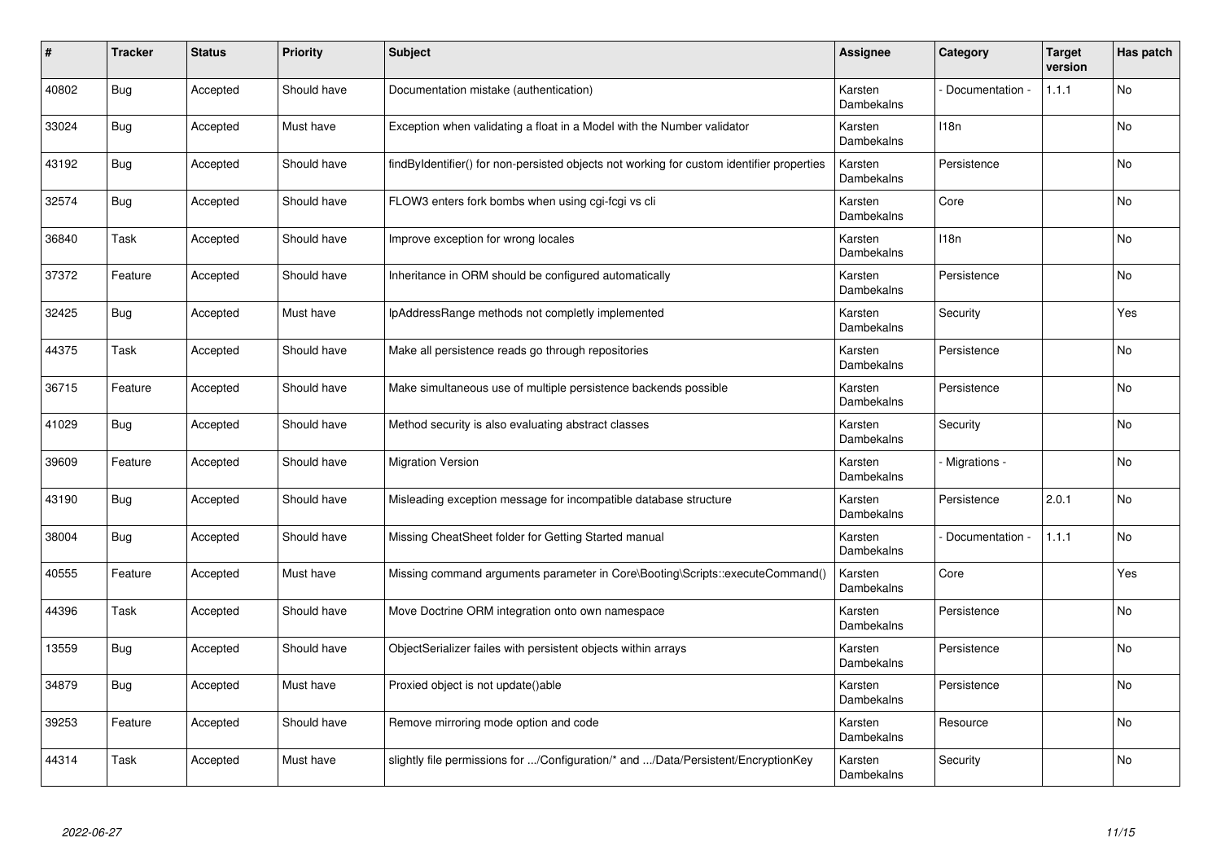| # | Tracker | Status | Priority | Subject | Assignee | Category | Target version | Has patch |
|---|---|---|---|---|---|---|---|---|
| 40802 | Bug | Accepted | Should have | Documentation mistake (authentication) | Karsten Dambekalns | - Documentation - | 1.1.1 | No |
| 33024 | Bug | Accepted | Must have | Exception when validating a float in a Model with the Number validator | Karsten Dambekalns | I18n | | No |
| 43192 | Bug | Accepted | Should have | findByIdentifier() for non-persisted objects not working for custom identifier properties | Karsten Dambekalns | Persistence | | No |
| 32574 | Bug | Accepted | Should have | FLOW3 enters fork bombs when using cgi-fcgi vs cli | Karsten Dambekalns | Core | | No |
| 36840 | Task | Accepted | Should have | Improve exception for wrong locales | Karsten Dambekalns | I18n | | No |
| 37372 | Feature | Accepted | Should have | Inheritance in ORM should be configured automatically | Karsten Dambekalns | Persistence | | No |
| 32425 | Bug | Accepted | Must have | IpAddressRange methods not completly implemented | Karsten Dambekalns | Security | | Yes |
| 44375 | Task | Accepted | Should have | Make all persistence reads go through repositories | Karsten Dambekalns | Persistence | | No |
| 36715 | Feature | Accepted | Should have | Make simultaneous use of multiple persistence backends possible | Karsten Dambekalns | Persistence | | No |
| 41029 | Bug | Accepted | Should have | Method security is also evaluating abstract classes | Karsten Dambekalns | Security | | No |
| 39609 | Feature | Accepted | Should have | Migration Version | Karsten Dambekalns | - Migrations - | | No |
| 43190 | Bug | Accepted | Should have | Misleading exception message for incompatible database structure | Karsten Dambekalns | Persistence | 2.0.1 | No |
| 38004 | Bug | Accepted | Should have | Missing CheatSheet folder for Getting Started manual | Karsten Dambekalns | - Documentation - | 1.1.1 | No |
| 40555 | Feature | Accepted | Must have | Missing command arguments parameter in Core\Booting\Scripts::executeCommand() | Karsten Dambekalns | Core | | Yes |
| 44396 | Task | Accepted | Should have | Move Doctrine ORM integration onto own namespace | Karsten Dambekalns | Persistence | | No |
| 13559 | Bug | Accepted | Should have | ObjectSerializer failes with persistent objects within arrays | Karsten Dambekalns | Persistence | | No |
| 34879 | Bug | Accepted | Must have | Proxied object is not update()able | Karsten Dambekalns | Persistence | | No |
| 39253 | Feature | Accepted | Should have | Remove mirroring mode option and code | Karsten Dambekalns | Resource | | No |
| 44314 | Task | Accepted | Must have | slightly file permissions for .../Configuration/* and .../Data/Persistent/EncryptionKey | Karsten Dambekalns | Security | | No |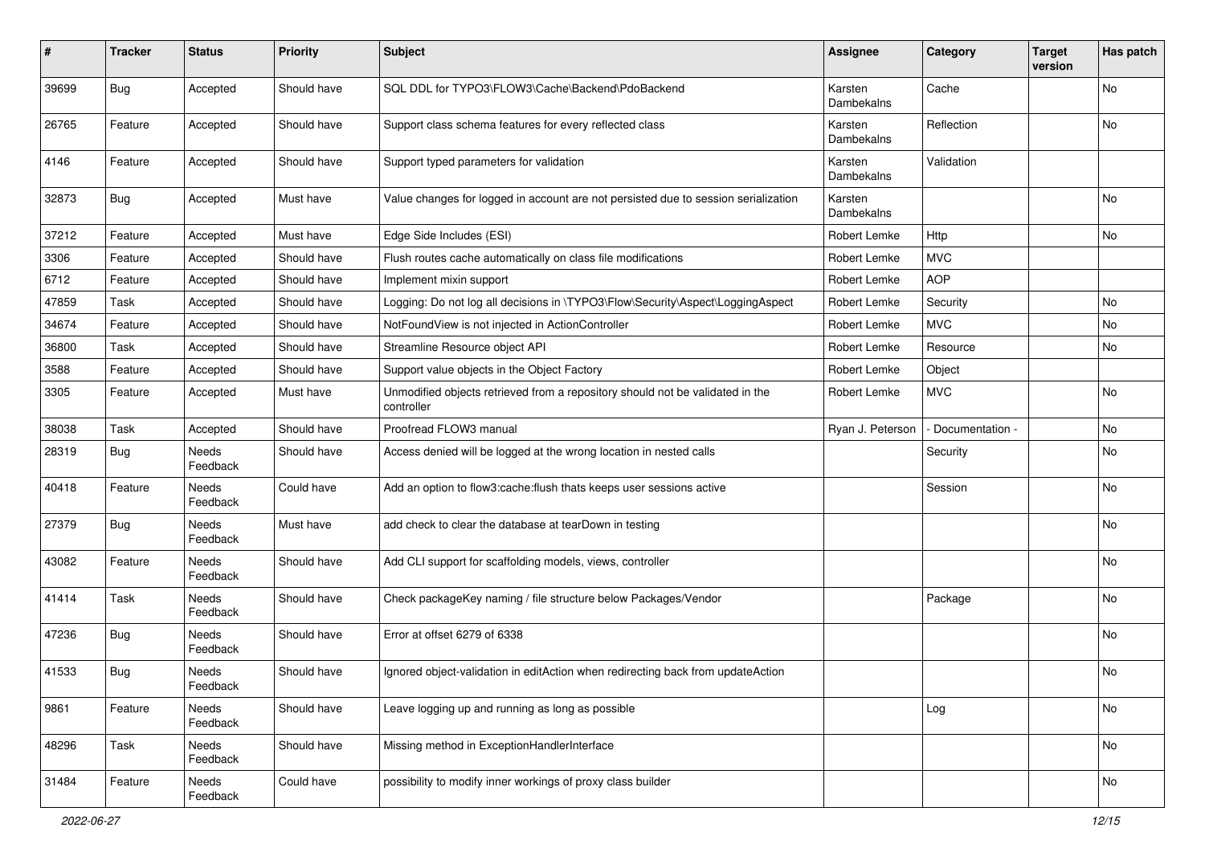| # | Tracker | Status | Priority | Subject | Assignee | Category | Target version | Has patch |
|---|---|---|---|---|---|---|---|---|
| 39699 | Bug | Accepted | Should have | SQL DDL for TYPO3\FLOW3\Cache\Backend\PdoBackend | Karsten Dambekalns | Cache | | No |
| 26765 | Feature | Accepted | Should have | Support class schema features for every reflected class | Karsten Dambekalns | Reflection | | No |
| 4146 | Feature | Accepted | Should have | Support typed parameters for validation | Karsten Dambekalns | Validation | | |
| 32873 | Bug | Accepted | Must have | Value changes for logged in account are not persisted due to session serialization | Karsten Dambekalns | | | No |
| 37212 | Feature | Accepted | Must have | Edge Side Includes (ESI) | Robert Lemke | Http | | No |
| 3306 | Feature | Accepted | Should have | Flush routes cache automatically on class file modifications | Robert Lemke | MVC | | |
| 6712 | Feature | Accepted | Should have | Implement mixin support | Robert Lemke | AOP | | |
| 47859 | Task | Accepted | Should have | Logging: Do not log all decisions in \TYPO3\Flow\Security\Aspect\LoggingAspect | Robert Lemke | Security | | No |
| 34674 | Feature | Accepted | Should have | NotFoundView is not injected in ActionController | Robert Lemke | MVC | | No |
| 36800 | Task | Accepted | Should have | Streamline Resource object API | Robert Lemke | Resource | | No |
| 3588 | Feature | Accepted | Should have | Support value objects in the Object Factory | Robert Lemke | Object | | |
| 3305 | Feature | Accepted | Must have | Unmodified objects retrieved from a repository should not be validated in the controller | Robert Lemke | MVC | | No |
| 38038 | Task | Accepted | Should have | Proofread FLOW3 manual | Ryan J. Peterson | - Documentation - | | No |
| 28319 | Bug | Needs Feedback | Should have | Access denied will be logged at the wrong location in nested calls | | Security | | No |
| 40418 | Feature | Needs Feedback | Could have | Add an option to flow3:cache:flush thats keeps user sessions active | | Session | | No |
| 27379 | Bug | Needs Feedback | Must have | add check to clear the database at tearDown in testing | | | | No |
| 43082 | Feature | Needs Feedback | Should have | Add CLI support for scaffolding models, views, controller | | | | No |
| 41414 | Task | Needs Feedback | Should have | Check packageKey naming / file structure below Packages/Vendor | | Package | | No |
| 47236 | Bug | Needs Feedback | Should have | Error at offset 6279 of 6338 | | | | No |
| 41533 | Bug | Needs Feedback | Should have | Ignored object-validation in editAction when redirecting back from updateAction | | | | No |
| 9861 | Feature | Needs Feedback | Should have | Leave logging up and running as long as possible | | Log | | No |
| 48296 | Task | Needs Feedback | Should have | Missing method in ExceptionHandlerInterface | | | | No |
| 31484 | Feature | Needs Feedback | Could have | possibility to modify inner workings of proxy class builder | | | | No |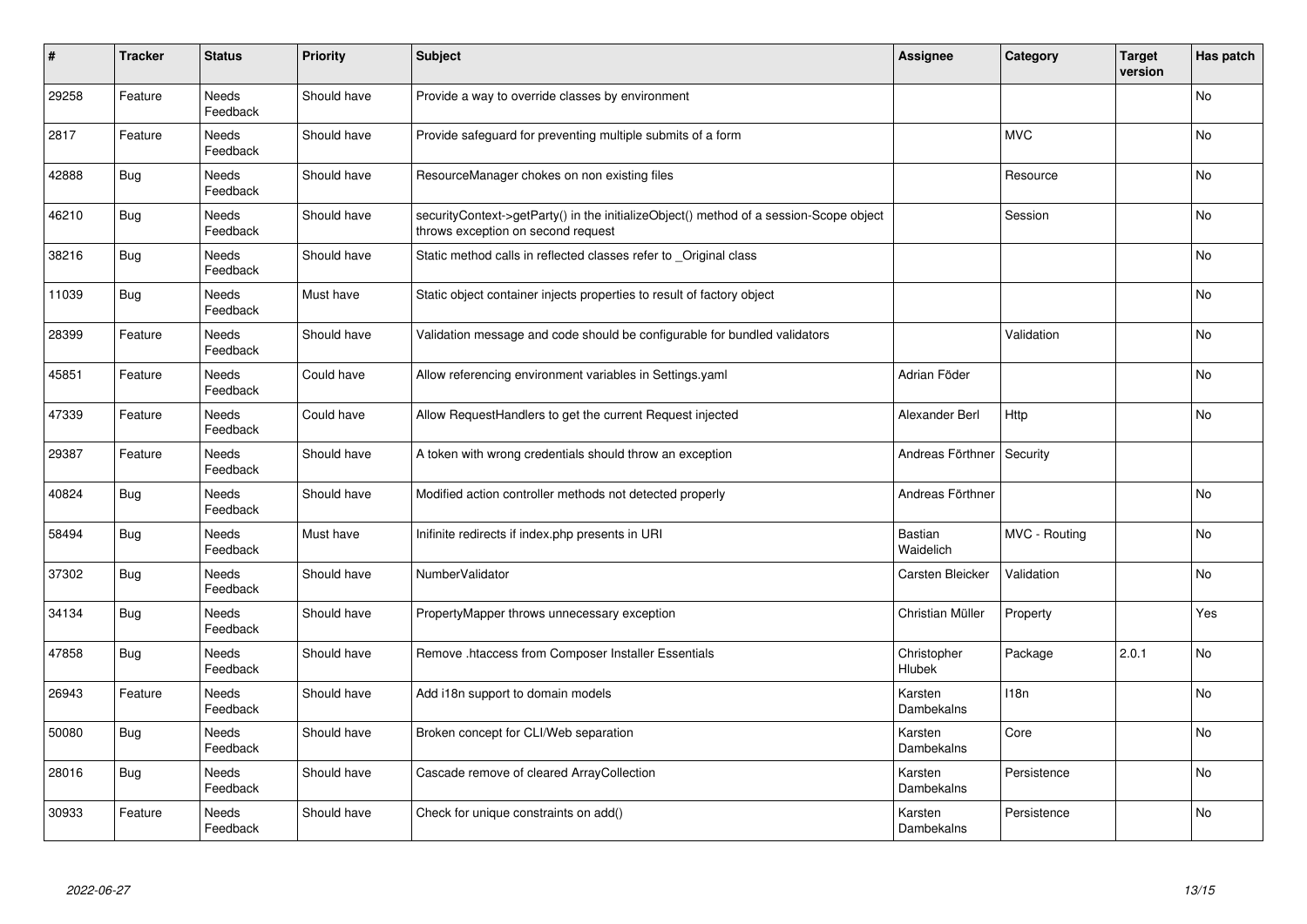| # | Tracker | Status | Priority | Subject | Assignee | Category | Target version | Has patch |
|---|---|---|---|---|---|---|---|---|
| 29258 | Feature | Needs Feedback | Should have | Provide a way to override classes by environment | | | | No |
| 2817 | Feature | Needs Feedback | Should have | Provide safeguard for preventing multiple submits of a form | | MVC | | No |
| 42888 | Bug | Needs Feedback | Should have | ResourceManager chokes on non existing files | | Resource | | No |
| 46210 | Bug | Needs Feedback | Should have | securityContext->getParty() in the initializeObject() method of a session-Scope object throws exception on second request | | Session | | No |
| 38216 | Bug | Needs Feedback | Should have | Static method calls in reflected classes refer to _Original class | | | | No |
| 11039 | Bug | Needs Feedback | Must have | Static object container injects properties to result of factory object | | | | No |
| 28399 | Feature | Needs Feedback | Should have | Validation message and code should be configurable for bundled validators | | Validation | | No |
| 45851 | Feature | Needs Feedback | Could have | Allow referencing environment variables in Settings.yaml | Adrian Föder | | | No |
| 47339 | Feature | Needs Feedback | Could have | Allow RequestHandlers to get the current Request injected | Alexander Berl | Http | | No |
| 29387 | Feature | Needs Feedback | Should have | A token with wrong credentials should throw an exception | Andreas Förthner | Security | | |
| 40824 | Bug | Needs Feedback | Should have | Modified action controller methods not detected properly | Andreas Förthner | | | No |
| 58494 | Bug | Needs Feedback | Must have | Inifinite redirects if index.php presents in URI | Bastian Waidelich | MVC - Routing | | No |
| 37302 | Bug | Needs Feedback | Should have | NumberValidator | Carsten Bleicker | Validation | | No |
| 34134 | Bug | Needs Feedback | Should have | PropertyMapper throws unnecessary exception | Christian Müller | Property | | Yes |
| 47858 | Bug | Needs Feedback | Should have | Remove .htaccess from Composer Installer Essentials | Christopher Hlubek | Package | 2.0.1 | No |
| 26943 | Feature | Needs Feedback | Should have | Add i18n support to domain models | Karsten Dambekalns | I18n | | No |
| 50080 | Bug | Needs Feedback | Should have | Broken concept for CLI/Web separation | Karsten Dambekalns | Core | | No |
| 28016 | Bug | Needs Feedback | Should have | Cascade remove of cleared ArrayCollection | Karsten Dambekalns | Persistence | | No |
| 30933 | Feature | Needs Feedback | Should have | Check for unique constraints on add() | Karsten Dambekalns | Persistence | | No |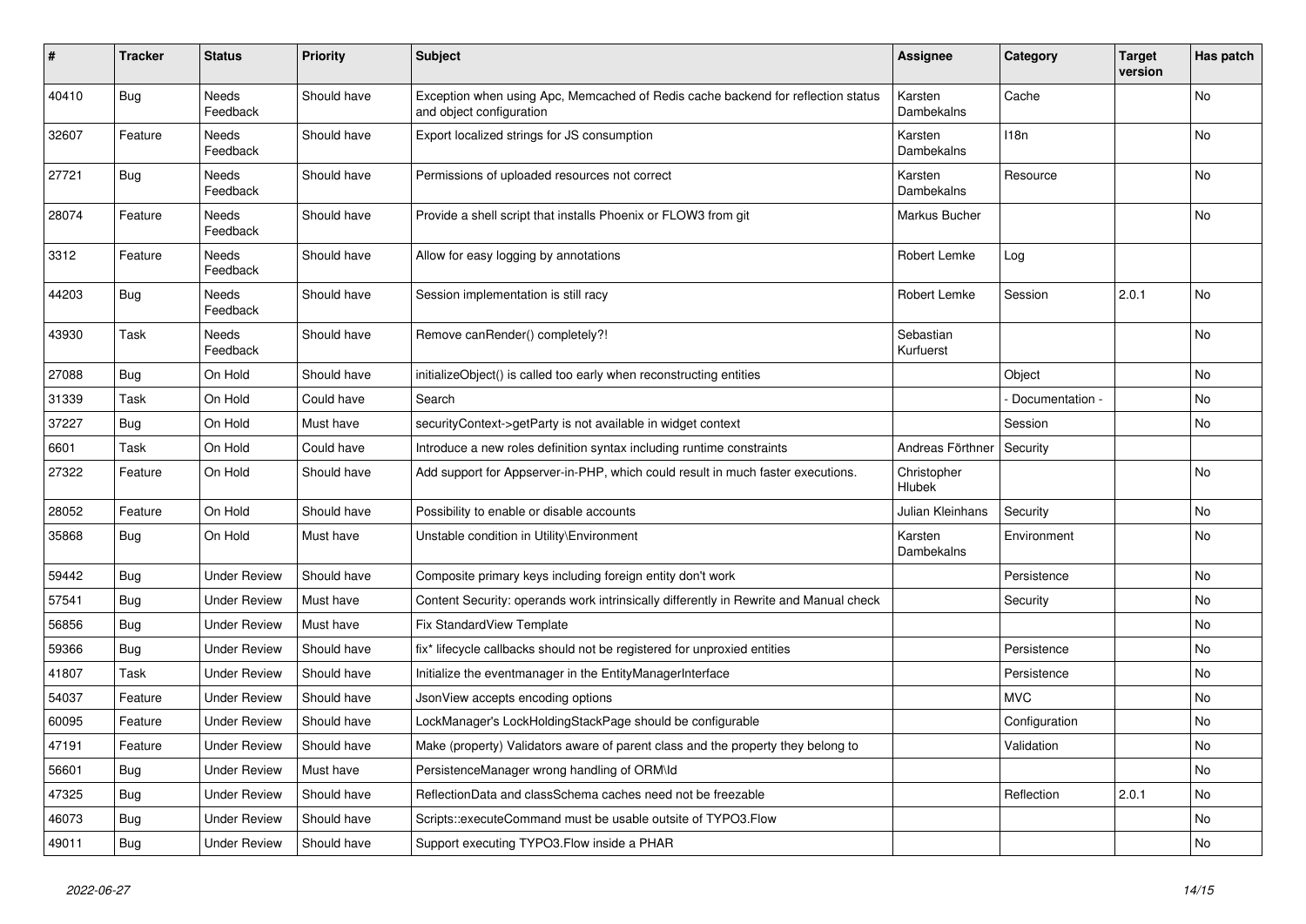| # | Tracker | Status | Priority | Subject | Assignee | Category | Target version | Has patch |
|---|---|---|---|---|---|---|---|---|
| 40410 | Bug | Needs Feedback | Should have | Exception when using Apc, Memcached of Redis cache backend for reflection status and object configuration | Karsten Dambekalns | Cache | | No |
| 32607 | Feature | Needs Feedback | Should have | Export localized strings for JS consumption | Karsten Dambekalns | I18n | | No |
| 27721 | Bug | Needs Feedback | Should have | Permissions of uploaded resources not correct | Karsten Dambekalns | Resource | | No |
| 28074 | Feature | Needs Feedback | Should have | Provide a shell script that installs Phoenix or FLOW3 from git | Markus Bucher | | | No |
| 3312 | Feature | Needs Feedback | Should have | Allow for easy logging by annotations | Robert Lemke | Log | | |
| 44203 | Bug | Needs Feedback | Should have | Session implementation is still racy | Robert Lemke | Session | 2.0.1 | No |
| 43930 | Task | Needs Feedback | Should have | Remove canRender() completely?! | Sebastian Kurfuerst | | | No |
| 27088 | Bug | On Hold | Should have | initializeObject() is called too early when reconstructing entities | | Object | | No |
| 31339 | Task | On Hold | Could have | Search | | - Documentation - | | No |
| 37227 | Bug | On Hold | Must have | securityContext->getParty is not available in widget context | | Session | | No |
| 6601 | Task | On Hold | Could have | Introduce a new roles definition syntax including runtime constraints | Andreas Förthner | Security | | |
| 27322 | Feature | On Hold | Should have | Add support for Appserver-in-PHP, which could result in much faster executions. | Christopher Hlubek | | | No |
| 28052 | Feature | On Hold | Should have | Possibility to enable or disable accounts | Julian Kleinhans | Security | | No |
| 35868 | Bug | On Hold | Must have | Unstable condition in Utility\Environment | Karsten Dambekalns | Environment | | No |
| 59442 | Bug | Under Review | Should have | Composite primary keys including foreign entity don't work | | Persistence | | No |
| 57541 | Bug | Under Review | Must have | Content Security: operands work intrinsically differently in Rewrite and Manual check | | Security | | No |
| 56856 | Bug | Under Review | Must have | Fix StandardView Template | | | | No |
| 59366 | Bug | Under Review | Should have | fix* lifecycle callbacks should not be registered for unproxied entities | | Persistence | | No |
| 41807 | Task | Under Review | Should have | Initialize the eventmanager in the EntityManagerInterface | | Persistence | | No |
| 54037 | Feature | Under Review | Should have | JsonView accepts encoding options | | MVC | | No |
| 60095 | Feature | Under Review | Should have | LockManager's LockHoldingStackPage should be configurable | | Configuration | | No |
| 47191 | Feature | Under Review | Should have | Make (property) Validators aware of parent class and the property they belong to | | Validation | | No |
| 56601 | Bug | Under Review | Must have | PersistenceManager wrong handling of ORM\Id | | | | No |
| 47325 | Bug | Under Review | Should have | ReflectionData and classSchema caches need not be freezable | | Reflection | 2.0.1 | No |
| 46073 | Bug | Under Review | Should have | Scripts::executeCommand must be usable outsite of TYPO3.Flow | | | | No |
| 49011 | Bug | Under Review | Should have | Support executing TYPO3.Flow inside a PHAR | | | | No |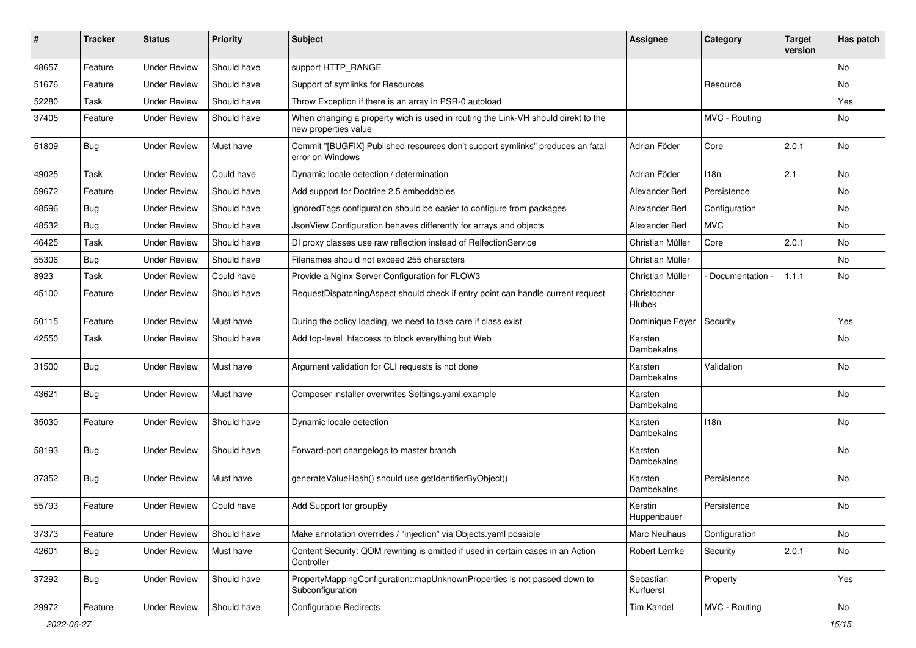| # | Tracker | Status | Priority | Subject | Assignee | Category | Target version | Has patch |
|---|---|---|---|---|---|---|---|---|
| 48657 | Feature | Under Review | Should have | support HTTP_RANGE | | | | No |
| 51676 | Feature | Under Review | Should have | Support of symlinks for Resources | | Resource | | No |
| 52280 | Task | Under Review | Should have | Throw Exception if there is an array in PSR-0 autoload | | | | Yes |
| 37405 | Feature | Under Review | Should have | When changing a property wich is used in routing the Link-VH should direkt to the new properties value | | MVC - Routing | | No |
| 51809 | Bug | Under Review | Must have | Commit "[BUGFIX] Published resources don't support symlinks" produces an fatal error on Windows | Adrian Föder | Core | 2.0.1 | No |
| 49025 | Task | Under Review | Could have | Dynamic locale detection / determination | Adrian Föder | I18n | 2.1 | No |
| 59672 | Feature | Under Review | Should have | Add support for Doctrine 2.5 embeddables | Alexander Berl | Persistence | | No |
| 48596 | Bug | Under Review | Should have | IgnoredTags configuration should be easier to configure from packages | Alexander Berl | Configuration | | No |
| 48532 | Bug | Under Review | Should have | JsonView Configuration behaves differently for arrays and objects | Alexander Berl | MVC | | No |
| 46425 | Task | Under Review | Should have | DI proxy classes use raw reflection instead of RelfectionService | Christian Müller | Core | 2.0.1 | No |
| 55306 | Bug | Under Review | Should have | Filenames should not exceed 255 characters | Christian Müller | | | No |
| 8923 | Task | Under Review | Could have | Provide a Nginx Server Configuration for FLOW3 | Christian Müller | - Documentation - | 1.1.1 | No |
| 45100 | Feature | Under Review | Should have | RequestDispatchingAspect should check if entry point can handle current request | Christopher Hlubek | | | |
| 50115 | Feature | Under Review | Must have | During the policy loading, we need to take care if class exist | Dominique Feyer | Security | | Yes |
| 42550 | Task | Under Review | Should have | Add top-level .htaccess to block everything but Web | Karsten Dambekalns | | | No |
| 31500 | Bug | Under Review | Must have | Argument validation for CLI requests is not done | Karsten Dambekalns | Validation | | No |
| 43621 | Bug | Under Review | Must have | Composer installer overwrites Settings.yaml.example | Karsten Dambekalns | | | No |
| 35030 | Feature | Under Review | Should have | Dynamic locale detection | Karsten Dambekalns | I18n | | No |
| 58193 | Bug | Under Review | Should have | Forward-port changelogs to master branch | Karsten Dambekalns | | | No |
| 37352 | Bug | Under Review | Must have | generateValueHash() should use getIdentifierByObject() | Karsten Dambekalns | Persistence | | No |
| 55793 | Feature | Under Review | Could have | Add Support for groupBy | Kerstin Huppenbauer | Persistence | | No |
| 37373 | Feature | Under Review | Should have | Make annotation overrides / "injection" via Objects.yaml possible | Marc Neuhaus | Configuration | | No |
| 42601 | Bug | Under Review | Must have | Content Security: QOM rewriting is omitted if used in certain cases in an Action Controller | Robert Lemke | Security | 2.0.1 | No |
| 37292 | Bug | Under Review | Should have | PropertyMappingConfiguration::mapUnknownProperties is not passed down to Subconfiguration | Sebastian Kurfuerst | Property | | Yes |
| 29972 | Feature | Under Review | Should have | Configurable Redirects | Tim Kandel | MVC - Routing | | No |

2022-06-27